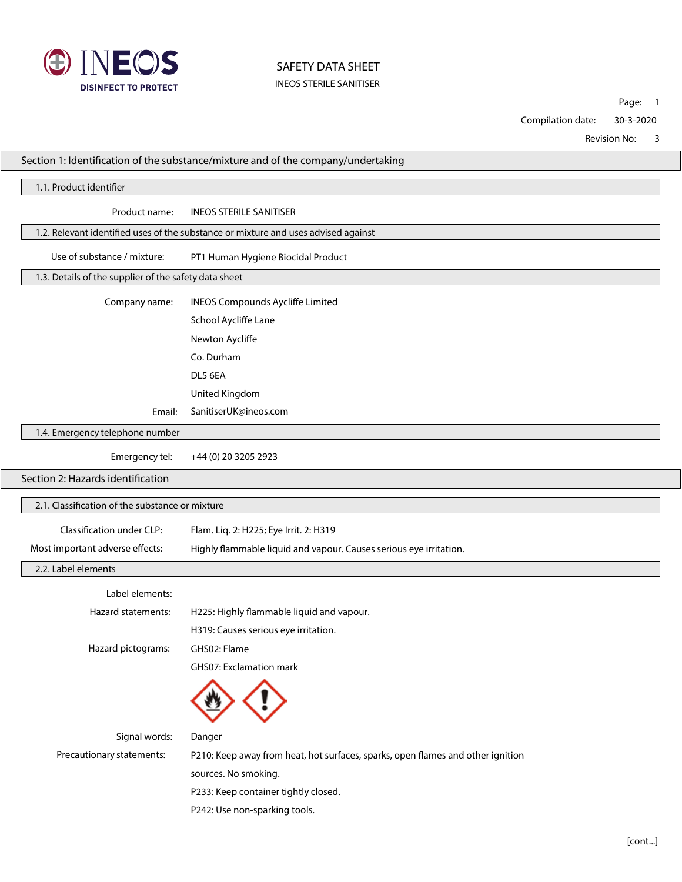# SAFETY DATA SHEET

INEOS STERILE SANITISER

Compilation date: 30-3-2020

Revision No: 3

## Section 1: Identification of the substance/mixture and of the company/undertaking

### 1.1. Product identifier

**Product name:** INEOS STERILE SANITISER

### 1.2. Relevant identified uses of the substance or mixture and uses advised against

**Use of substance / mixture:** PT1 Human Hygiene Biocidal Product

### 1.3. Details of the supplier of the safety data sheet

**Company name:** INEOS Compounds Aycliffe Limited

School Aycliffe Lane

Newton Aycliffe

Co. Durham

DL5 6EA

United Kingdom

**Email:** SanitiserUK@ineos.com

### 1.4. Emergency telephone number

**Emergency tel:** +44 (0) 20 3205 2923

## Section 2: Hazards identification

### 2.1. Classification of the substance or mixture

**Classification under CLP:** Flam. Liq. 2: H225; Eye Irrit. 2: H319

**Most important adverse effects:** Highly flammable liquid and vapour. Causes serious eye irritation.

### 2.2. Label elements

**Label elements:**

**Hazard statements:** H225: Highly flammable liquid and vapour.

H319: Causes serious eye irritation.

**Hazard pictograms:** GHS02: Flame

GHS07: Exclamation mark

**Signal words:** Danger

**Precautionary statements:** P210: Keep away from heat, hot surfaces, sparks, open flames and other ignition sources. No smoking.

P233: Keep container tightly closed.

P242: Use non-sparking tools.

[cont...]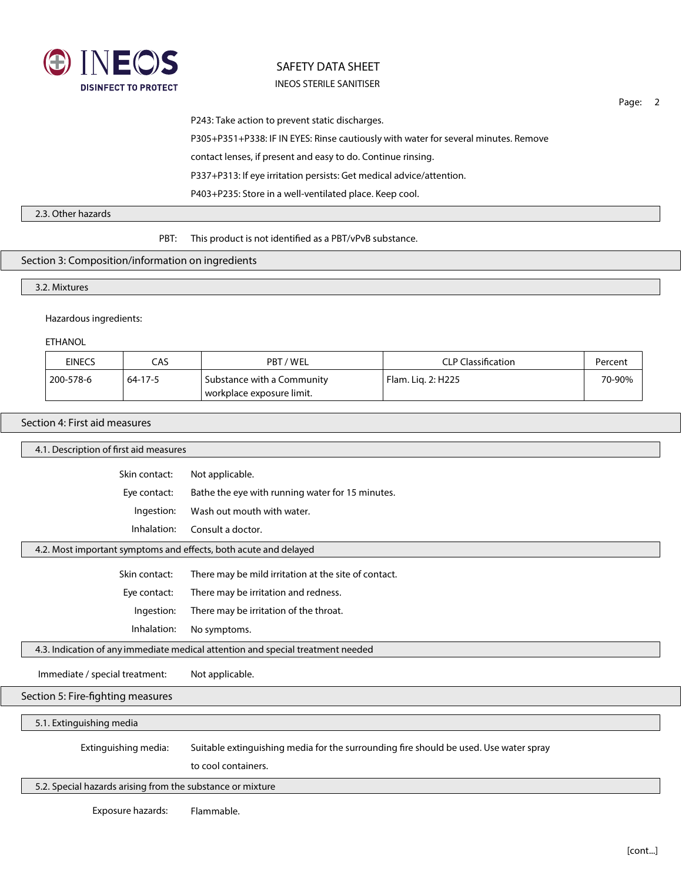P243: Take action to prevent static discharges.

P305+P351+P338: IF IN EYES: Rinse cautiously with water for several minutes. Remove contact lenses, if present and easy to do. Continue rinsing.

P337+P313: If eye irritation persists: Get medical advice/attention.

P403+P235: Store in a well-ventilated place. Keep cool.

### 2.3. Other hazards

**PBT:** This product is not identified as a PBT/vPvB substance.

## Section 3: Composition/information on ingredients

### 3.2. Mixtures

Hazardous ingredients:

ETHANOL

| EINECS | CAS | PBT / WEL | CLP Classification | Percent |
|---|---|---|---|---|
| 200-578-6 | 64-17-5 | Substance with a Community workplace exposure limit. | Flam. Liq. 2: H225 | 70-90% |

## Section 4: First aid measures

### 4.1. Description of first aid measures

**Skin contact:** Not applicable.

**Eye contact:** Bathe the eye with running water for 15 minutes.

**Ingestion:** Wash out mouth with water.

**Inhalation:** Consult a doctor.

### 4.2. Most important symptoms and effects, both acute and delayed

**Skin contact:** There may be mild irritation at the site of contact.

**Eye contact:** There may be irritation and redness.

**Ingestion:** There may be irritation of the throat.

**Inhalation:** No symptoms.

### 4.3. Indication of any immediate medical attention and special treatment needed

**Immediate / special treatment:** Not applicable.

## Section 5: Fire-fighting measures

### 5.1. Extinguishing media

**Extinguishing media:** Suitable extinguishing media for the surrounding fire should be used. Use water spray to cool containers.

### 5.2. Special hazards arising from the substance or mixture

**Exposure hazards:** Flammable.

[cont...]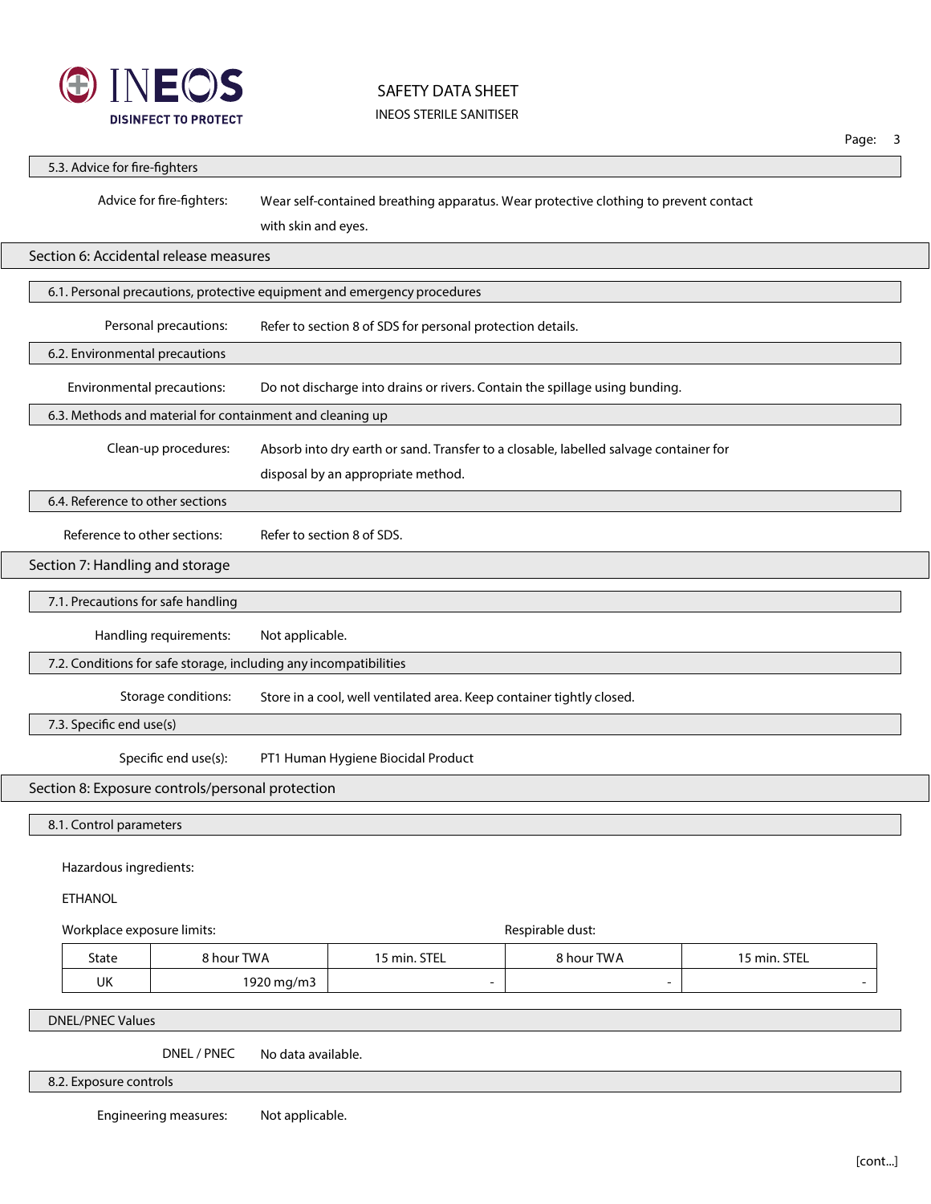### 5.3. Advice for fire-fighters

Advice for fire-fighters: Wear self-contained breathing apparatus. Wear protective clothing to prevent contact with skin and eyes.

## Section 6: Accidental release measures

### 6.1. Personal precautions, protective equipment and emergency procedures

Personal precautions: Refer to section 8 of SDS for personal protection details.

### 6.2. Environmental precautions

Environmental precautions: Do not discharge into drains or rivers. Contain the spillage using bunding.

### 6.3. Methods and material for containment and cleaning up

Clean-up procedures: Absorb into dry earth or sand. Transfer to a closable, labelled salvage container for disposal by an appropriate method.

### 6.4. Reference to other sections

Reference to other sections: Refer to section 8 of SDS.

## Section 7: Handling and storage

### 7.1. Precautions for safe handling

Handling requirements: Not applicable.

### 7.2. Conditions for safe storage, including any incompatibilities

Storage conditions: Store in a cool, well ventilated area. Keep container tightly closed.

### 7.3. Specific end use(s)

Specific end use(s): PT1 Human Hygiene Biocidal Product

## Section 8: Exposure controls/personal protection

### 8.1. Control parameters

Hazardous ingredients:

ETHANOL

| | Workplace exposure limits: | | Respirable dust: | |
|---|---|---|---|---|
| State | 8 hour TWA | 15 min. STEL | 8 hour TWA | 15 min. STEL |
| UK | 1920 mg/m3 | - | - | - |

### DNEL/PNEC Values

DNEL / PNEC: No data available.

### 8.2. Exposure controls

Engineering measures: Not applicable.

[cont...]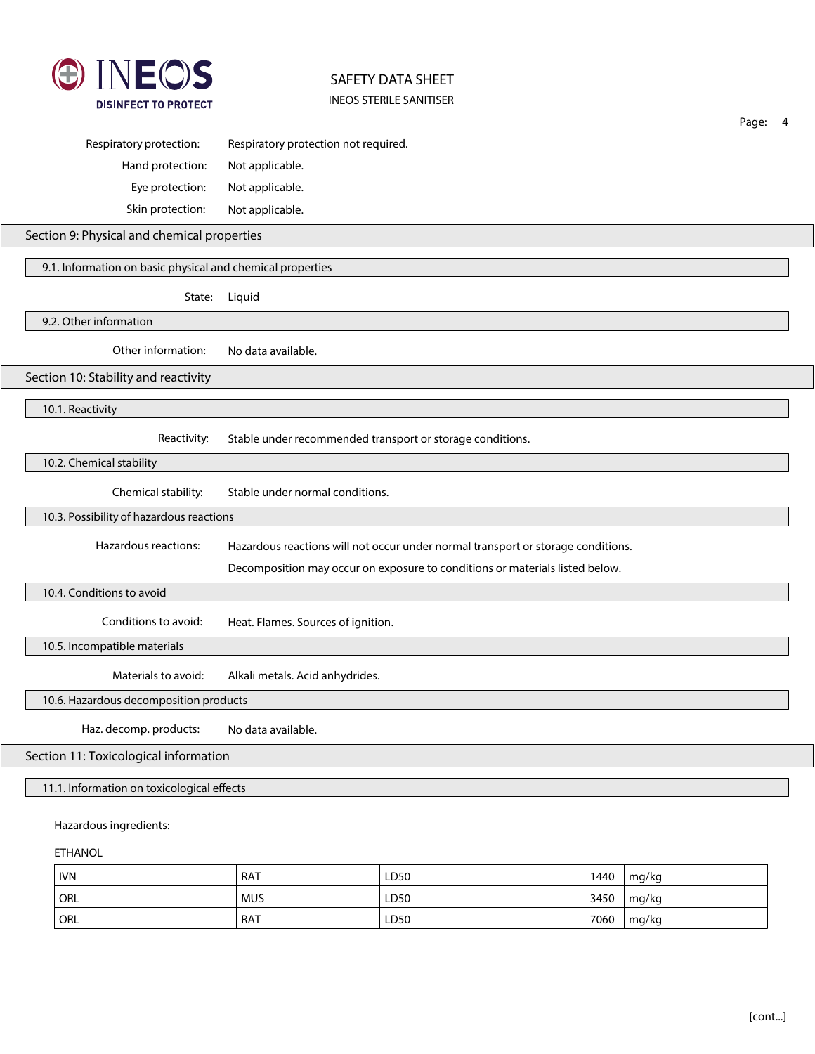Respiratory protection: Respiratory protection not required.

Hand protection: Not applicable.

Eye protection: Not applicable.

Skin protection: Not applicable.

## Section 9: Physical and chemical properties

### 9.1. Information on basic physical and chemical properties

State: Liquid

### 9.2. Other information

Other information: No data available.

## Section 10: Stability and reactivity

### 10.1. Reactivity

Reactivity: Stable under recommended transport or storage conditions.

### 10.2. Chemical stability

Chemical stability: Stable under normal conditions.

### 10.3. Possibility of hazardous reactions

Hazardous reactions: Hazardous reactions will not occur under normal transport or storage conditions.

Decomposition may occur on exposure to conditions or materials listed below.

### 10.4. Conditions to avoid

Conditions to avoid: Heat. Flames. Sources of ignition.

### 10.5. Incompatible materials

Materials to avoid: Alkali metals. Acid anhydrides.

### 10.6. Hazardous decomposition products

Haz. decomp. products: No data available.

## Section 11: Toxicological information

### 11.1. Information on toxicological effects

Hazardous ingredients:

ETHANOL

| | | | | |
|---|---|---|---|---|
| IVN | RAT | LD50 | 1440 | mg/kg |
| ORL | MUS | LD50 | 3450 | mg/kg |
| ORL | RAT | LD50 | 7060 | mg/kg |

[cont...]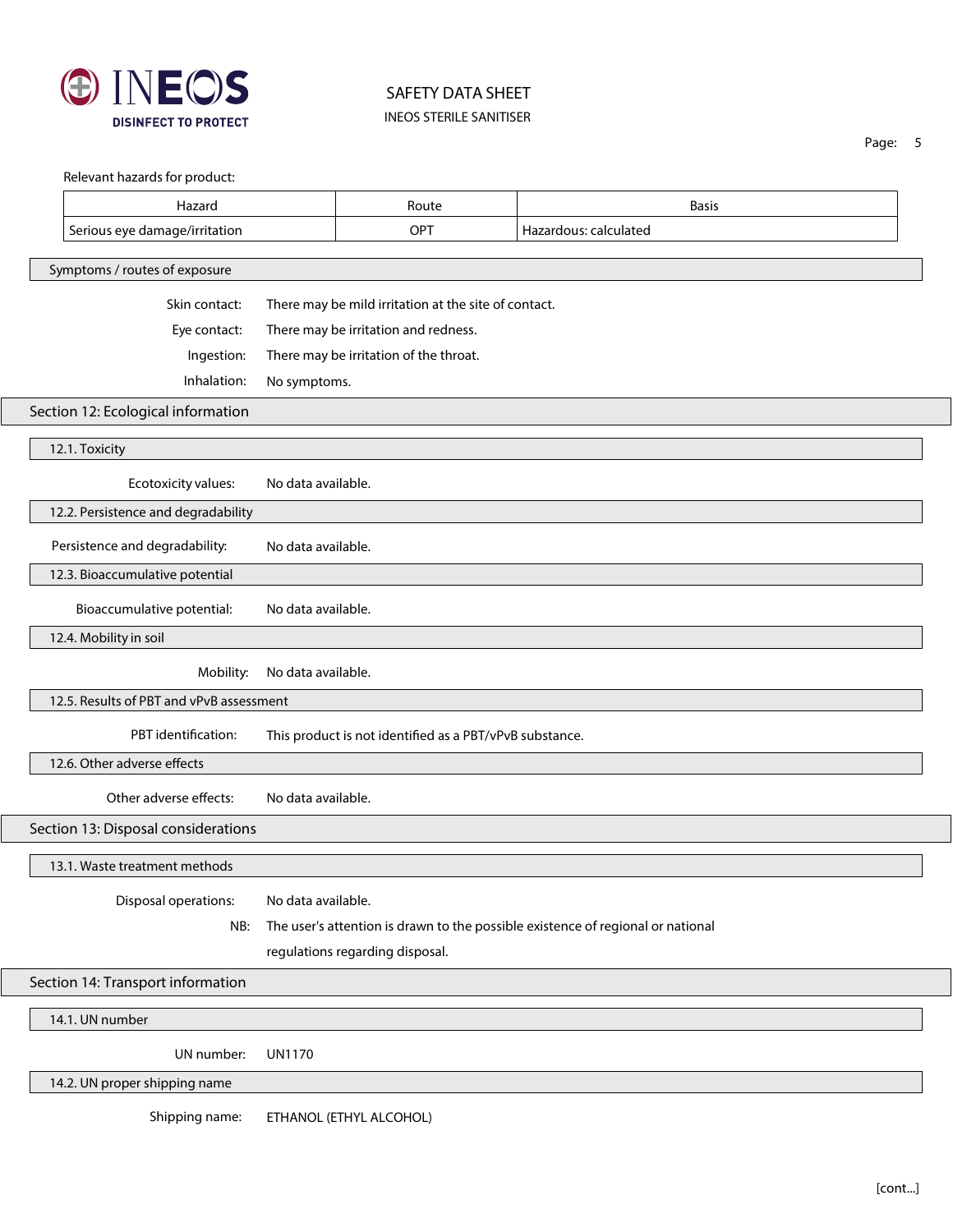Relevant hazards for product:

| Hazard | Route | Basis |
| --- | --- | --- |
| Serious eye damage/irritation | OPT | Hazardous: calculated |

### Symptoms / routes of exposure

**Skin contact:** There may be mild irritation at the site of contact.

**Eye contact:** There may be irritation and redness.

**Ingestion:** There may be irritation of the throat.

**Inhalation:** No symptoms.

## Section 12: Ecological information

### 12.1. Toxicity

**Ecotoxicity values:** No data available.

### 12.2. Persistence and degradability

**Persistence and degradability:** No data available.

### 12.3. Bioaccumulative potential

**Bioaccumulative potential:** No data available.

### 12.4. Mobility in soil

**Mobility:** No data available.

### 12.5. Results of PBT and vPvB assessment

**PBT identification:** This product is not identified as a PBT/vPvB substance.

### 12.6. Other adverse effects

**Other adverse effects:** No data available.

## Section 13: Disposal considerations

### 13.1. Waste treatment methods

**Disposal operations:** No data available.

**NB:** The user's attention is drawn to the possible existence of regional or national regulations regarding disposal.

## Section 14: Transport information

### 14.1. UN number

**UN number:** UN1170

### 14.2. UN proper shipping name

**Shipping name:** ETHANOL (ETHYL ALCOHOL)

[cont...]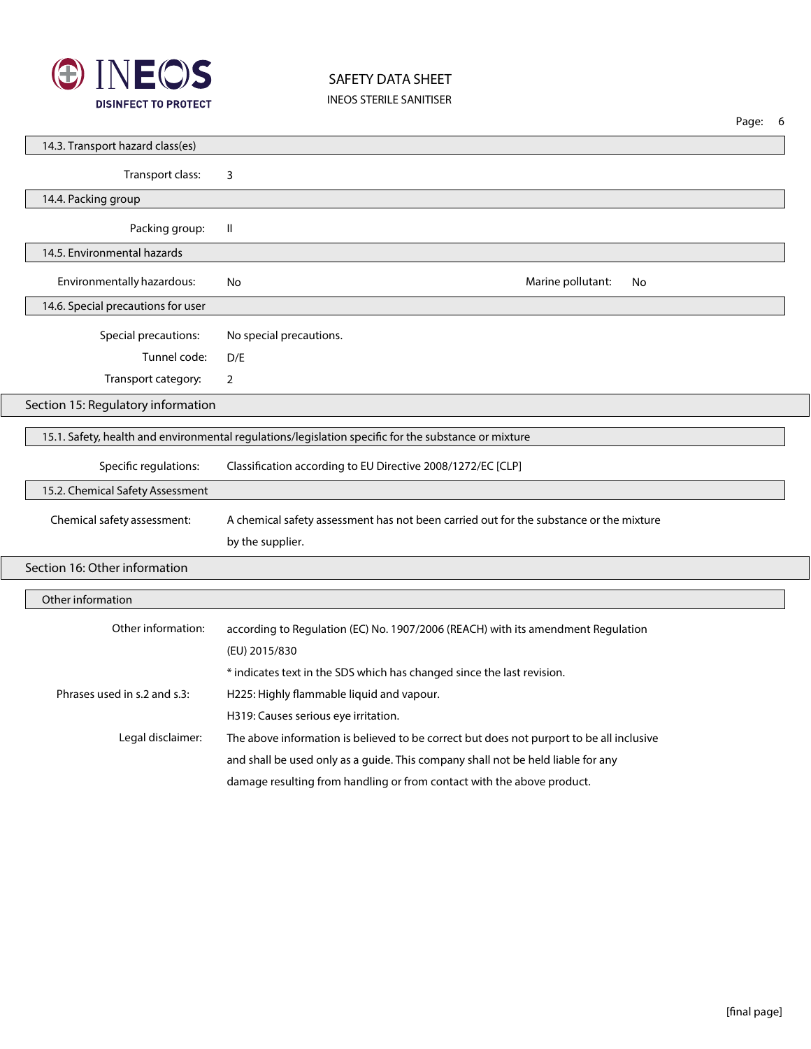### 14.3. Transport hazard class(es)

**Transport class:** 3

### 14.4. Packing group

**Packing group:** II

### 14.5. Environmental hazards

**Environmentally hazardous:** No

**Marine pollutant:** No

### 14.6. Special precautions for user

**Special precautions:** No special precautions.

**Tunnel code:** D/E

**Transport category:** 2

## Section 15: Regulatory information

### 15.1. Safety, health and environmental regulations/legislation specific for the substance or mixture

**Specific regulations:** Classification according to EU Directive 2008/1272/EC [CLP]

### 15.2. Chemical Safety Assessment

**Chemical safety assessment:** A chemical safety assessment has not been carried out for the substance or the mixture by the supplier.

## Section 16: Other information

### Other information

**Other information:** according to Regulation (EC) No. 1907/2006 (REACH) with its amendment Regulation (EU) 2015/830

* indicates text in the SDS which has changed since the last revision.

**Phrases used in s.2 and s.3:** H225: Highly flammable liquid and vapour.

H319: Causes serious eye irritation.

**Legal disclaimer:** The above information is believed to be correct but does not purport to be all inclusive and shall be used only as a guide. This company shall not be held liable for any damage resulting from handling or from contact with the above product.

[final page]